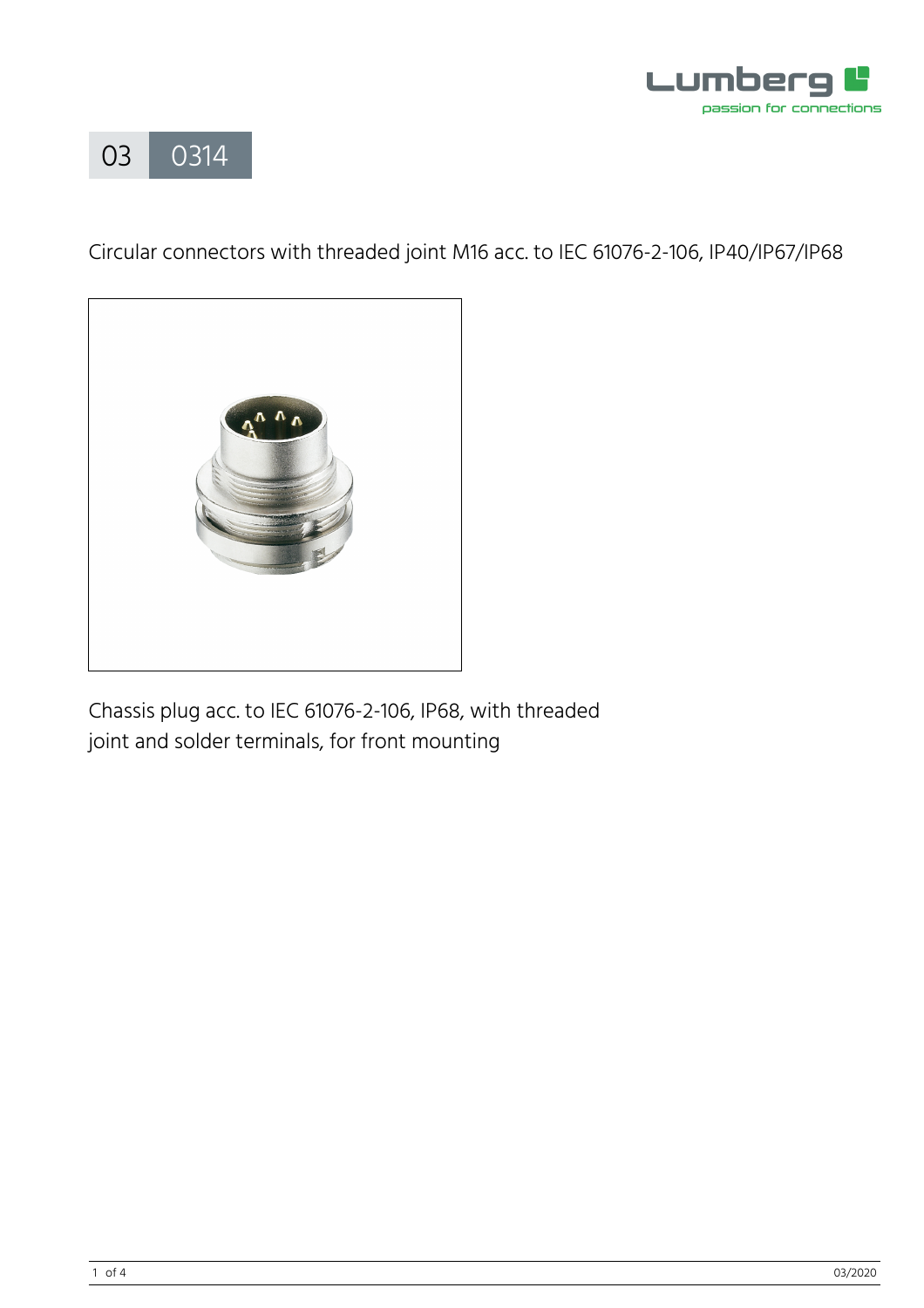# 03 0314

Circular connectors with threaded joint M16 acc. to IEC 61076-2-106, IP40/IP67/IP68

Chassis plug acc. to IEC 61076-2-106, IP68, with threaded joint and solder terminals, for front mounting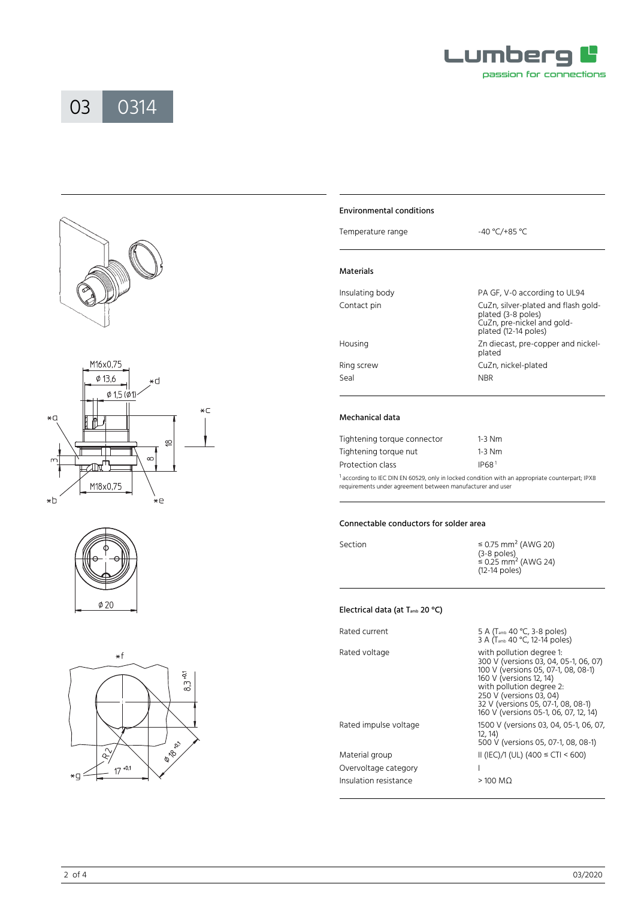03 0314

## Environmental conditions

| | |
|---|---|
| Temperature range | -40 °C/+85 °C |

## Materials

| | |
|---|---|
| Insulating body | PA GF, V-0 according to UL94 |
| Contact pin | CuZn, silver-plated and flash gold-plated (3-8 poles)<br>CuZn, pre-nickel and gold-plated (12-14 poles) |
| Housing | Zn diecast, pre-copper and nickel-plated |
| Ring screw | CuZn, nickel-plated |
| Seal | NBR |

## Mechanical data

| | |
|---|---|
| Tightening torque connector | 1-3 Nm |
| Tightening torque nut | 1-3 Nm |
| Protection class | IP68[1] |

[1] according to IEC DIN EN 60529, only in locked condition with an appropriate counterpart; IPX8 requirements under agreement between manufacturer and user

## Connectable conductors for solder area

| | |
|---|---|
| Section | ≤ 0.75 mm² (AWG 20) (3-8 poles)<br>≤ 0.25 mm² (AWG 24) (12-14 poles) |

## Electrical data (at $T_{amb}$ 20 °C)

| | |
|---|---|
| Rated current | 5 A ($T_{amb}$ 40 °C, 3-8 poles)<br>3 A ($T_{amb}$ 40 °C, 12-14 poles) |
| Rated voltage | with pollution degree 1:<br>300 V (versions 03, 04, 05-1, 06, 07)<br>100 V (versions 05, 07-1, 08, 08-1)<br>160 V (versions 12, 14)<br>with pollution degree 2:<br>250 V (versions 03, 04)<br>32 V (versions 05, 07-1, 08, 08-1)<br>160 V (versions 05-1, 06, 07, 12, 14) |
| Rated impulse voltage | 1500 V (versions 03, 04, 05-1, 06, 07, 12, 14)<br>500 V (versions 05, 07-1, 08, 08-1) |
| Material group | II (IEC)/1 (UL) (400 ≤ CTI < 600) |
| Overvoltage category | I |
| Insulation resistance | > 100 MΩ |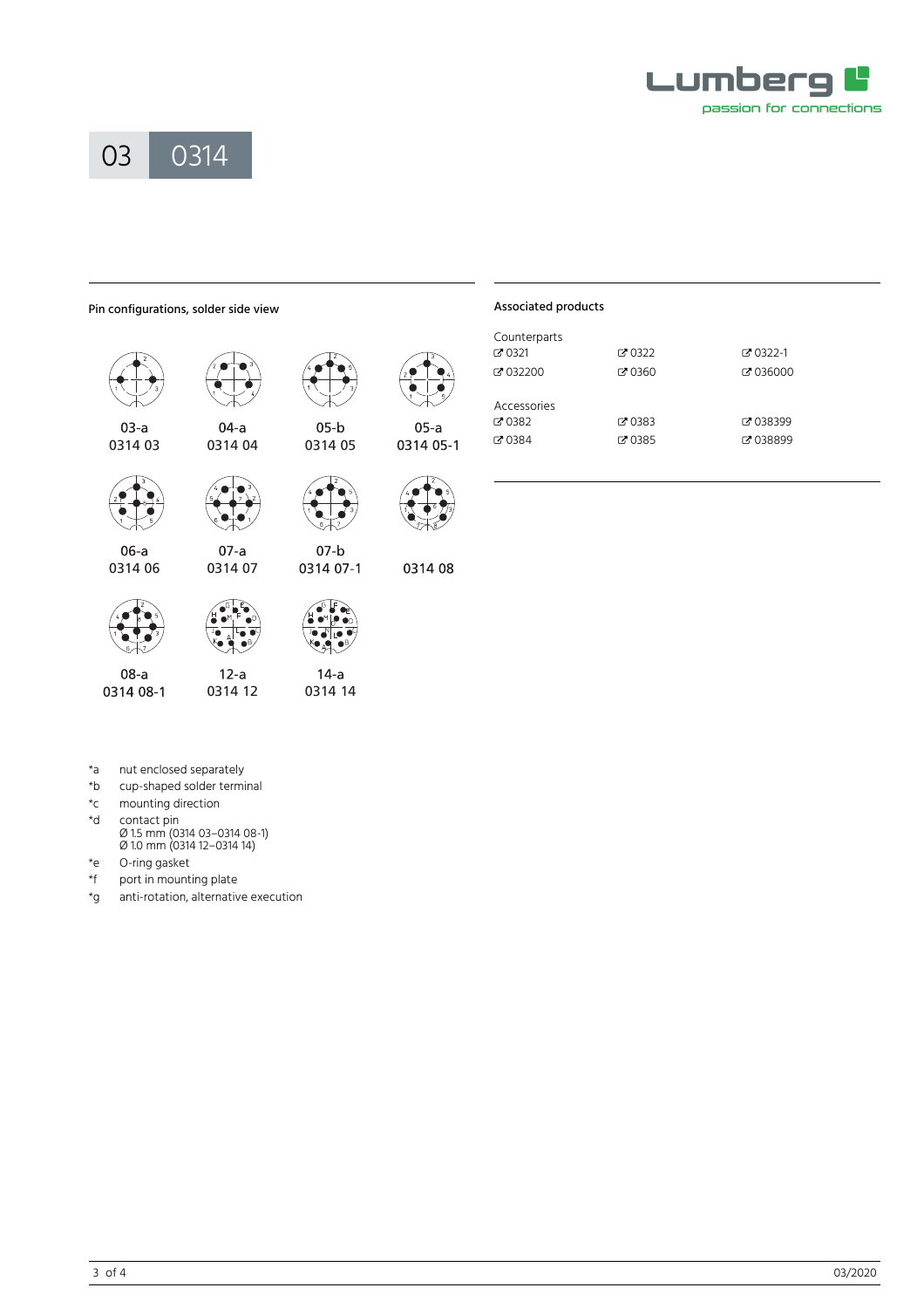03 0314

## Pin configurations, solder side view

| | | | |
|---|---|---|---|
| 03-a<br>0314 03 | 04-a<br>0314 04 | 05-b<br>0314 05 | 05-a<br>0314 05-1 |
| 06-a<br>0314 06 | 07-a<br>0314 07 | 07-b<br>0314 07-1 | 0314 08 |
| 08-a<br>0314 08-1 | 12-a<br>0314 12 | 14-a<br>0314 14 | |

## Associated products

Counterparts

| | | |
|---|---|---|
| 0321 | 0322 | 0322-1 |
| 032200 | 0360 | 036000 |

Accessories

| | | |
|---|---|---|
| 0382 | 0383 | 038399 |
| 0384 | 0385 | 038899 |

*a nut enclosed separately
*b cup-shaped solder terminal
*c mounting direction
*d contact pin
Ø 1.5 mm (0314 03–0314 08-1)
Ø 1.0 mm (0314 12–0314 14)
*e O-ring gasket
*f port in mounting plate
*g anti-rotation, alternative execution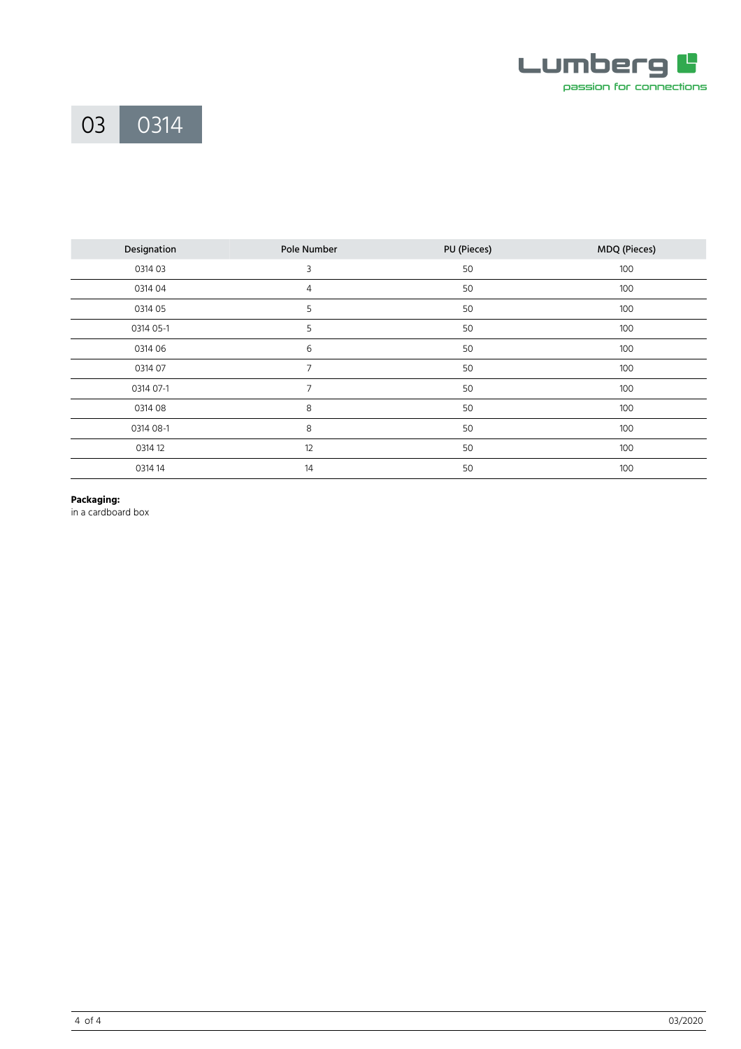# 03 0314

| Designation | Pole Number | PU (Pieces) | MDQ (Pieces) |
|---|---|---|---|
| 0314 03 | 3 | 50 | 100 |
| 0314 04 | 4 | 50 | 100 |
| 0314 05 | 5 | 50 | 100 |
| 0314 05-1 | 5 | 50 | 100 |
| 0314 06 | 6 | 50 | 100 |
| 0314 07 | 7 | 50 | 100 |
| 0314 07-1 | 7 | 50 | 100 |
| 0314 08 | 8 | 50 | 100 |
| 0314 08-1 | 8 | 50 | 100 |
| 0314 12 | 12 | 50 | 100 |
| 0314 14 | 14 | 50 | 100 |

**Packaging:**
in a cardboard box